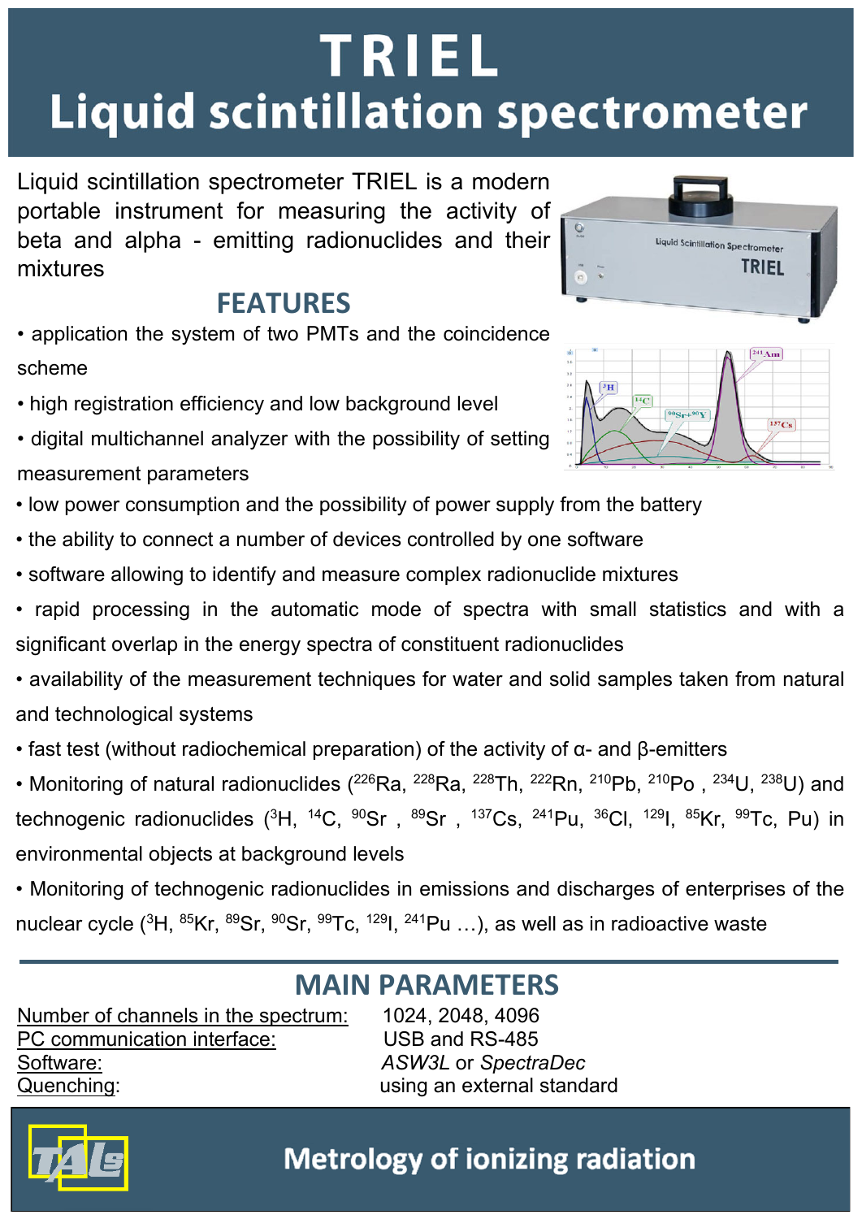# TRIEL
# Liquid scintillation spectrometer

Liquid scintillation spectrometer TRIEL is a modern portable instrument for measuring the activity of beta and alpha - emitting radionuclides and their mixtures

## FEATURES

- application the system of two PMTs and the coincidence scheme
- high registration efficiency and low background level
- digital multichannel analyzer with the possibility of setting measurement parameters
- low power consumption and the possibility of power supply from the battery
- the ability to connect a number of devices controlled by one software
- software allowing to identify and measure complex radionuclide mixtures
- rapid processing in the automatic mode of spectra with small statistics and with a significant overlap in the energy spectra of constituent radionuclides
- availability of the measurement techniques for water and solid samples taken from natural and technological systems
- fast test (without radiochemical preparation) of the activity of α- and β-emitters
- Monitoring of natural radionuclides ($^{226}$Ra, $^{228}$Ra, $^{228}$Th, $^{222}$Rn, $^{210}$Pb, $^{210}$Po , $^{234}$U, $^{238}$U) and technogenic radionuclides ($^{3}$H, $^{14}$C, $^{90}$Sr , $^{89}$Sr , $^{137}$Cs, $^{241}$Pu, $^{36}$Cl, $^{129}$I, $^{85}$Kr, $^{99}$Tc, Pu) in environmental objects at background levels
- Monitoring of technogenic radionuclides in emissions and discharges of enterprises of the nuclear cycle ($^{3}$H, $^{85}$Kr, $^{89}$Sr, $^{90}$Sr, $^{99}$Tc, $^{129}$I, $^{241}$Pu …), as well as in radioactive waste

## MAIN PARAMETERS

| | |
|---|---|
| Number of channels in the spectrum: | 1024, 2048, 4096 |
| PC communication interface: | USB and RS-485 |
| Software: | *ASW3L* or *SpectraDec* |
| Quenching: | using an external standard |

TALs

**Metrology of ionizing radiation**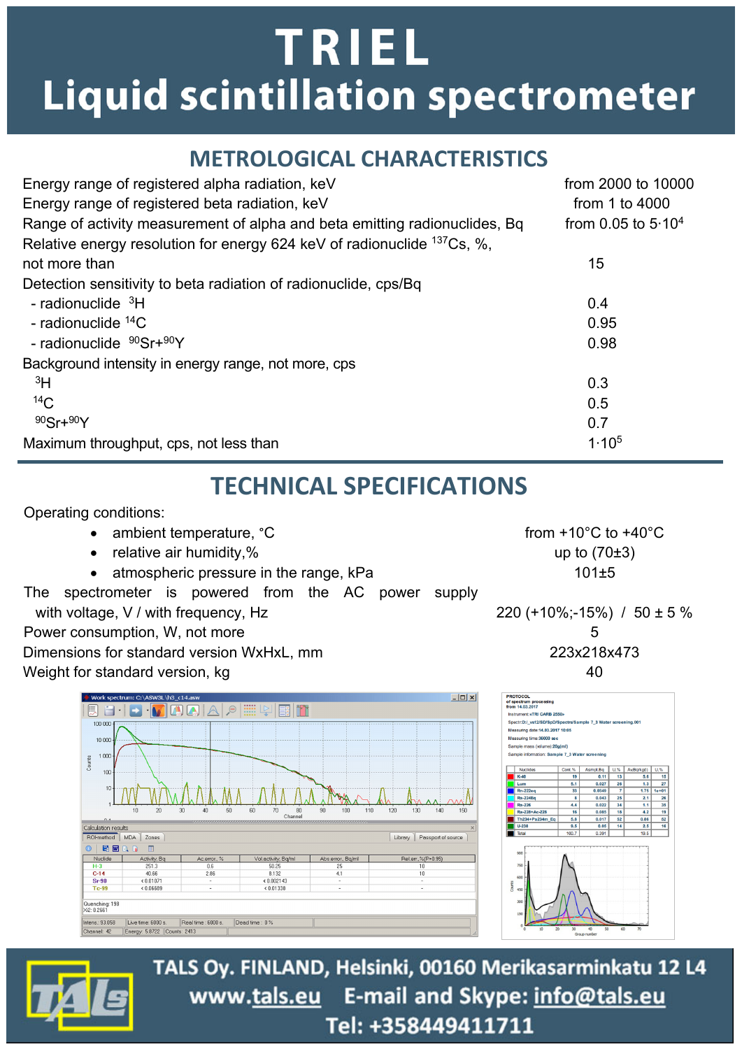# TRIEL

# Liquid scintillation spectrometer

## METROLOGICAL CHARACTERISTICS

| | |
|---|---|
| Energy range of registered alpha radiation, keV | from 2000 to 10000 |
| Energy range of registered beta radiation, keV | from 1 to 4000 |
| Range of activity measurement of alpha and beta emitting radionuclides, Bq | from 0.05 to $5 \cdot 10^4$ |
| Relative energy resolution for energy 624 keV of radionuclide $^{137}Cs$, %, not more than | 15 |
| Detection sensitivity to beta radiation of radionuclide, cps/Bq | |
| - radionuclide $^3H$ | 0.4 |
| - radionuclide $^{14}C$ | 0.95 |
| - radionuclide $^{90}Sr+^{90}Y$ | 0.98 |
| Background intensity in energy range, not more, cps | |
| $^3H$ | 0.3 |
| $^{14}C$ | 0.5 |
| $^{90}Sr+^{90}Y$ | 0.7 |
| Maximum throughput, cps, not less than | $1 \cdot 10^5$ |

## TECHNICAL SPECIFICATIONS

| | |
|---|---|
| Operating conditions: | |
| • ambient temperature, °C | from +10°C to +40°C |
| • relative air humidity,% | up to (70±3) |
| • atmospheric pressure in the range, kPa | 101±5 |
| The spectrometer is powered from the AC power supply with voltage, V / with frequency, Hz | 220 (+10%;-15%) / 50 ± 5 % |
| Power consumption, W, not more | 5 |
| Dimensions for standard version WxHxL, mm | 223x218x473 |
| Weight for standard version, kg | 40 |

TALS Oy. FINLAND, Helsinki, 00160 Merikasarminkatu 12 L4

www.tals.eu E-mail and Skype: info@tals.eu

Tel: +358449411711